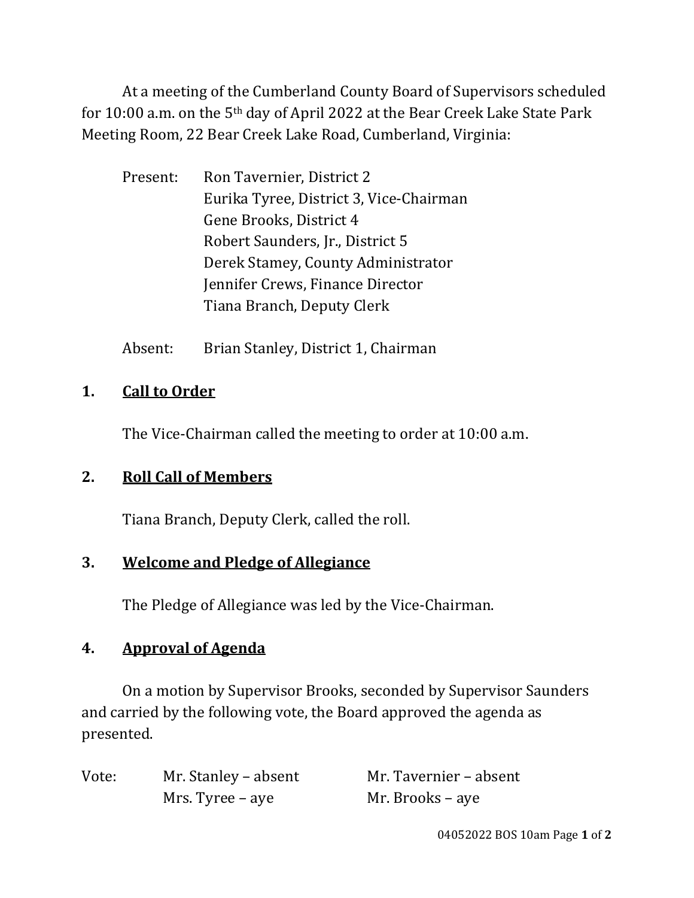At a meeting of the Cumberland County Board of Supervisors scheduled for 10:00 a.m. on the 5th day of April 2022 at the Bear Creek Lake State Park Meeting Room, 22 Bear Creek Lake Road, Cumberland, Virginia:

Present: Ron Tavernier, District 2
Eurika Tyree, District 3, Vice-Chairman
Gene Brooks, District 4
Robert Saunders, Jr., District 5
Derek Stamey, County Administrator
Jennifer Crews, Finance Director
Tiana Branch, Deputy Clerk

Absent: Brian Stanley, District 1, Chairman

## 1. Call to Order

The Vice-Chairman called the meeting to order at 10:00 a.m.

## 2. Roll Call of Members

Tiana Branch, Deputy Clerk, called the roll.

## 3. Welcome and Pledge of Allegiance

The Pledge of Allegiance was led by the Vice-Chairman.

## 4. Approval of Agenda

On a motion by Supervisor Brooks, seconded by Supervisor Saunders and carried by the following vote, the Board approved the agenda as presented.

Vote: Mr. Stanley – absent Mr. Tavernier – absent
Mrs. Tyree – aye Mr. Brooks – aye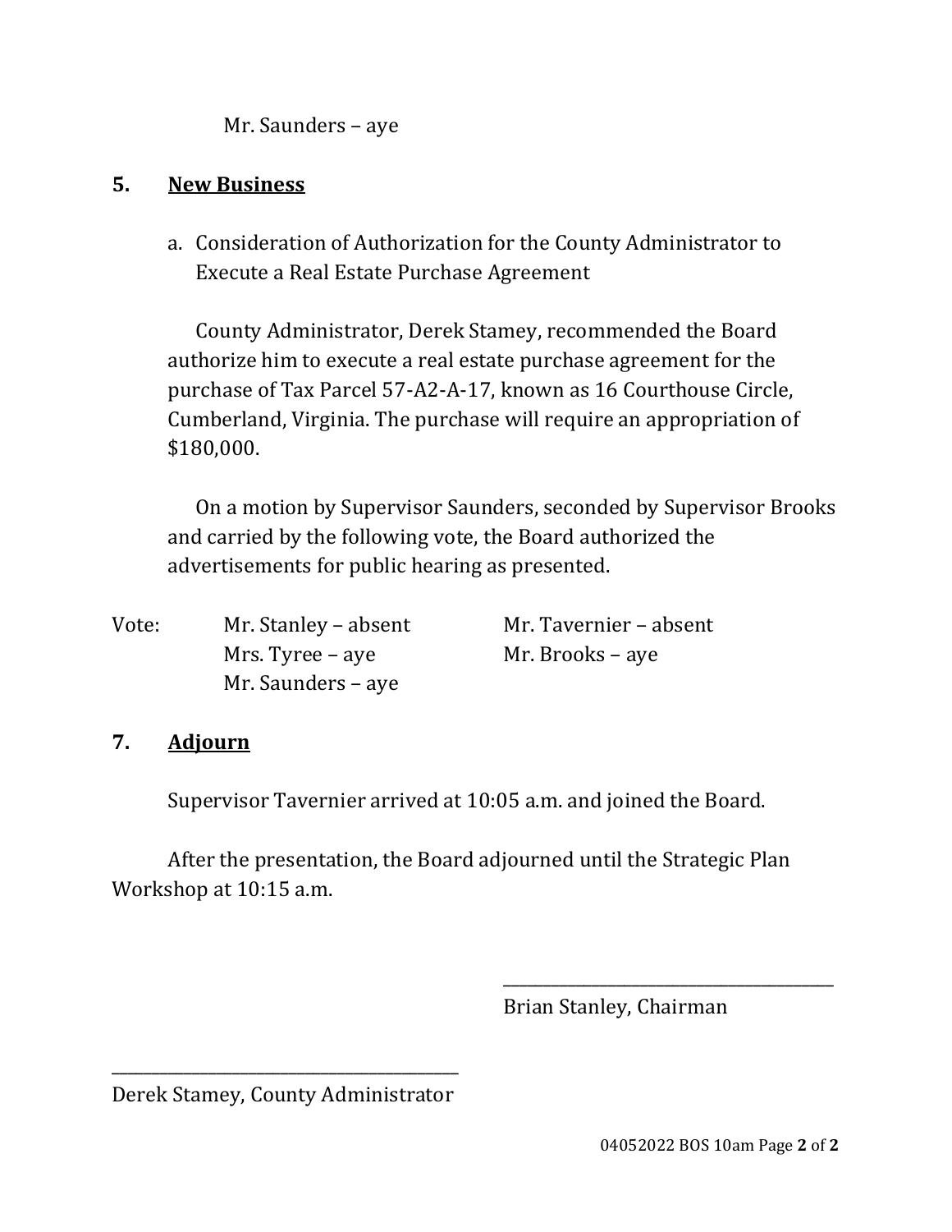Mr. Saunders – aye

## 5. New Business

a. Consideration of Authorization for the County Administrator to Execute a Real Estate Purchase Agreement

County Administrator, Derek Stamey, recommended the Board authorize him to execute a real estate purchase agreement for the purchase of Tax Parcel 57-A2-A-17, known as 16 Courthouse Circle, Cumberland, Virginia. The purchase will require an appropriation of $180,000.

On a motion by Supervisor Saunders, seconded by Supervisor Brooks and carried by the following vote, the Board authorized the advertisements for public hearing as presented.

| | | |
|---|---|---|
| Vote: | Mr. Stanley – absent | Mr. Tavernier – absent |
| | Mrs. Tyree – aye | Mr. Brooks – aye |
| | Mr. Saunders – aye | |

## 7. Adjourn

Supervisor Tavernier arrived at 10:05 a.m. and joined the Board.

After the presentation, the Board adjourned until the Strategic Plan Workshop at 10:15 a.m.

\_\_\_\_\_\_\_\_\_\_\_\_\_\_\_\_\_\_\_\_\_\_\_\_\_\_\_\_\_\_\_\_\_\_\_\_\_\_
Brian Stanley, Chairman

\_\_\_\_\_\_\_\_\_\_\_\_\_\_\_\_\_\_\_\_\_\_\_\_\_\_\_\_\_\_\_\_\_\_\_\_\_\_
Derek Stamey, County Administrator